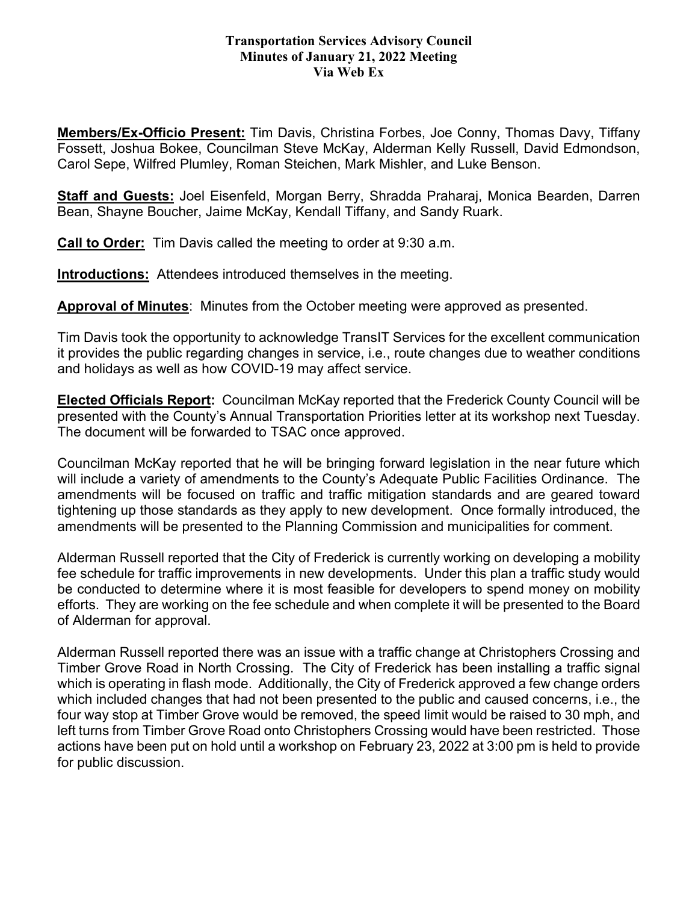**Transportation Services Advisory Council**
**Minutes of January 21, 2022 Meeting**
**Via Web Ex**

**Members/Ex-Officio Present:** Tim Davis, Christina Forbes, Joe Conny, Thomas Davy, Tiffany Fossett, Joshua Bokee, Councilman Steve McKay, Alderman Kelly Russell, David Edmondson, Carol Sepe, Wilfred Plumley, Roman Steichen, Mark Mishler, and Luke Benson.

**Staff and Guests:** Joel Eisenfeld, Morgan Berry, Shradda Praharaj, Monica Bearden, Darren Bean, Shayne Boucher, Jaime McKay, Kendall Tiffany, and Sandy Ruark.

**Call to Order:** Tim Davis called the meeting to order at 9:30 a.m.

**Introductions:** Attendees introduced themselves in the meeting.

**Approval of Minutes**: Minutes from the October meeting were approved as presented.

Tim Davis took the opportunity to acknowledge TransIT Services for the excellent communication it provides the public regarding changes in service, i.e., route changes due to weather conditions and holidays as well as how COVID-19 may affect service.

**Elected Officials Report:** Councilman McKay reported that the Frederick County Council will be presented with the County's Annual Transportation Priorities letter at its workshop next Tuesday. The document will be forwarded to TSAC once approved.

Councilman McKay reported that he will be bringing forward legislation in the near future which will include a variety of amendments to the County's Adequate Public Facilities Ordinance. The amendments will be focused on traffic and traffic mitigation standards and are geared toward tightening up those standards as they apply to new development. Once formally introduced, the amendments will be presented to the Planning Commission and municipalities for comment.

Alderman Russell reported that the City of Frederick is currently working on developing a mobility fee schedule for traffic improvements in new developments. Under this plan a traffic study would be conducted to determine where it is most feasible for developers to spend money on mobility efforts. They are working on the fee schedule and when complete it will be presented to the Board of Alderman for approval.

Alderman Russell reported there was an issue with a traffic change at Christophers Crossing and Timber Grove Road in North Crossing. The City of Frederick has been installing a traffic signal which is operating in flash mode. Additionally, the City of Frederick approved a few change orders which included changes that had not been presented to the public and caused concerns, i.e., the four way stop at Timber Grove would be removed, the speed limit would be raised to 30 mph, and left turns from Timber Grove Road onto Christophers Crossing would have been restricted. Those actions have been put on hold until a workshop on February 23, 2022 at 3:00 pm is held to provide for public discussion.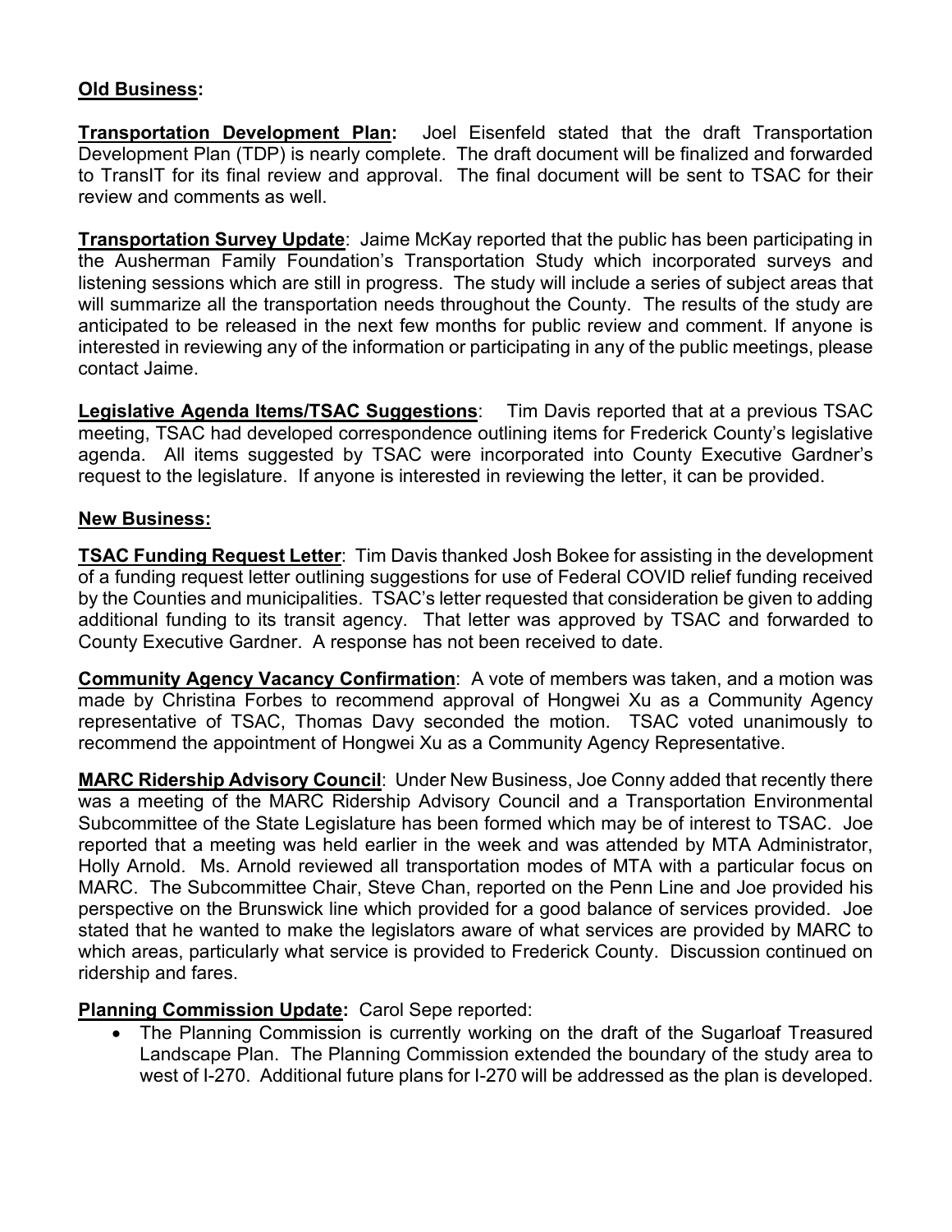**Old Business:**

**Transportation Development Plan:** Joel Eisenfeld stated that the draft Transportation Development Plan (TDP) is nearly complete. The draft document will be finalized and forwarded to TransIT for its final review and approval. The final document will be sent to TSAC for their review and comments as well.

**Transportation Survey Update**: Jaime McKay reported that the public has been participating in the Ausherman Family Foundation's Transportation Study which incorporated surveys and listening sessions which are still in progress. The study will include a series of subject areas that will summarize all the transportation needs throughout the County. The results of the study are anticipated to be released in the next few months for public review and comment. If anyone is interested in reviewing any of the information or participating in any of the public meetings, please contact Jaime.

**Legislative Agenda Items/TSAC Suggestions**: Tim Davis reported that at a previous TSAC meeting, TSAC had developed correspondence outlining items for Frederick County's legislative agenda. All items suggested by TSAC were incorporated into County Executive Gardner's request to the legislature. If anyone is interested in reviewing the letter, it can be provided.

**New Business:**

**TSAC Funding Request Letter**: Tim Davis thanked Josh Bokee for assisting in the development of a funding request letter outlining suggestions for use of Federal COVID relief funding received by the Counties and municipalities. TSAC's letter requested that consideration be given to adding additional funding to its transit agency. That letter was approved by TSAC and forwarded to County Executive Gardner. A response has not been received to date.

**Community Agency Vacancy Confirmation**: A vote of members was taken, and a motion was made by Christina Forbes to recommend approval of Hongwei Xu as a Community Agency representative of TSAC, Thomas Davy seconded the motion. TSAC voted unanimously to recommend the appointment of Hongwei Xu as a Community Agency Representative.

**MARC Ridership Advisory Council**: Under New Business, Joe Conny added that recently there was a meeting of the MARC Ridership Advisory Council and a Transportation Environmental Subcommittee of the State Legislature has been formed which may be of interest to TSAC. Joe reported that a meeting was held earlier in the week and was attended by MTA Administrator, Holly Arnold. Ms. Arnold reviewed all transportation modes of MTA with a particular focus on MARC. The Subcommittee Chair, Steve Chan, reported on the Penn Line and Joe provided his perspective on the Brunswick line which provided for a good balance of services provided. Joe stated that he wanted to make the legislators aware of what services are provided by MARC to which areas, particularly what service is provided to Frederick County. Discussion continued on ridership and fares.

**Planning Commission Update:** Carol Sepe reported:

- The Planning Commission is currently working on the draft of the Sugarloaf Treasured Landscape Plan. The Planning Commission extended the boundary of the study area to west of I-270. Additional future plans for I-270 will be addressed as the plan is developed.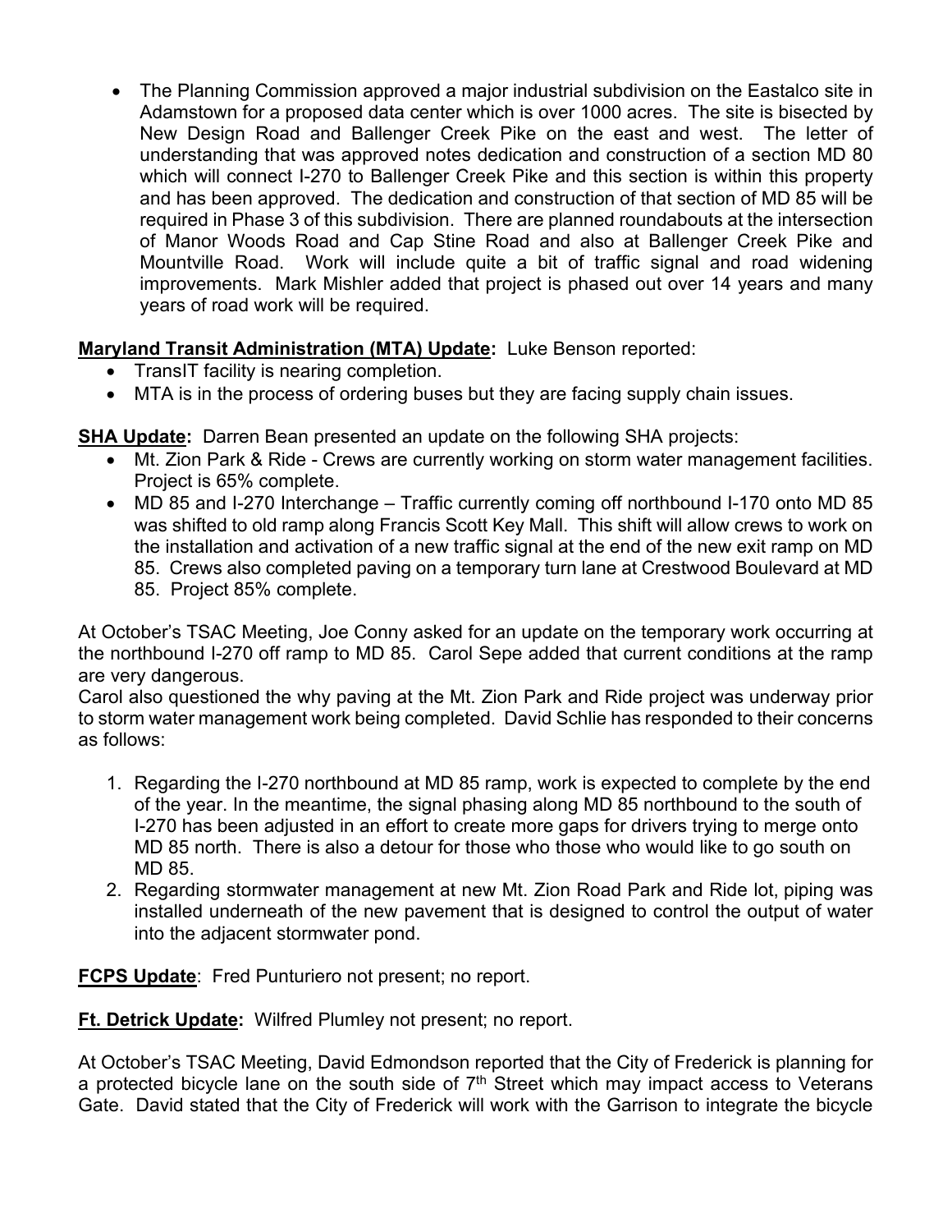- The Planning Commission approved a major industrial subdivision on the Eastalco site in Adamstown for a proposed data center which is over 1000 acres. The site is bisected by New Design Road and Ballenger Creek Pike on the east and west. The letter of understanding that was approved notes dedication and construction of a section MD 80 which will connect I-270 to Ballenger Creek Pike and this section is within this property and has been approved. The dedication and construction of that section of MD 85 will be required in Phase 3 of this subdivision. There are planned roundabouts at the intersection of Manor Woods Road and Cap Stine Road and also at Ballenger Creek Pike and Mountville Road. Work will include quite a bit of traffic signal and road widening improvements. Mark Mishler added that project is phased out over 14 years and many years of road work will be required.

**Maryland Transit Administration (MTA) Update:** Luke Benson reported:

- TransIT facility is nearing completion.
- MTA is in the process of ordering buses but they are facing supply chain issues.

**SHA Update:** Darren Bean presented an update on the following SHA projects:

- Mt. Zion Park & Ride - Crews are currently working on storm water management facilities. Project is 65% complete.
- MD 85 and I-270 Interchange – Traffic currently coming off northbound I-170 onto MD 85 was shifted to old ramp along Francis Scott Key Mall. This shift will allow crews to work on the installation and activation of a new traffic signal at the end of the new exit ramp on MD 85. Crews also completed paving on a temporary turn lane at Crestwood Boulevard at MD 85. Project 85% complete.

At October's TSAC Meeting, Joe Conny asked for an update on the temporary work occurring at the northbound I-270 off ramp to MD 85. Carol Sepe added that current conditions at the ramp are very dangerous.

Carol also questioned the why paving at the Mt. Zion Park and Ride project was underway prior to storm water management work being completed. David Schlie has responded to their concerns as follows:

1. Regarding the I-270 northbound at MD 85 ramp, work is expected to complete by the end of the year. In the meantime, the signal phasing along MD 85 northbound to the south of I-270 has been adjusted in an effort to create more gaps for drivers trying to merge onto MD 85 north. There is also a detour for those who those who would like to go south on MD 85.
2. Regarding stormwater management at new Mt. Zion Road Park and Ride lot, piping was installed underneath of the new pavement that is designed to control the output of water into the adjacent stormwater pond.

**FCPS Update**: Fred Punturiero not present; no report.

**Ft. Detrick Update:** Wilfred Plumley not present; no report.

At October's TSAC Meeting, David Edmondson reported that the City of Frederick is planning for a protected bicycle lane on the south side of 7th Street which may impact access to Veterans Gate. David stated that the City of Frederick will work with the Garrison to integrate the bicycle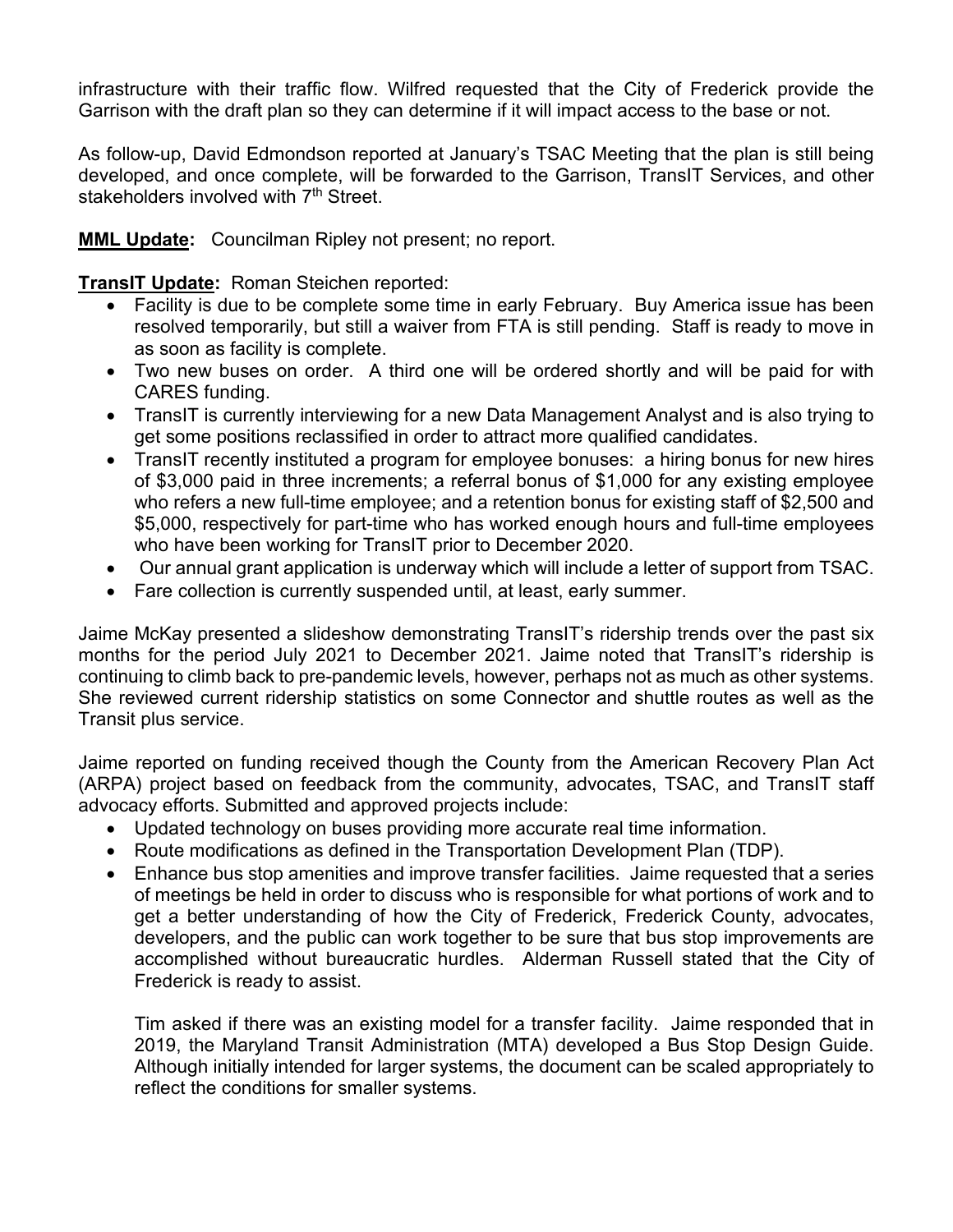infrastructure with their traffic flow. Wilfred requested that the City of Frederick provide the Garrison with the draft plan so they can determine if it will impact access to the base or not.

As follow-up, David Edmondson reported at January's TSAC Meeting that the plan is still being developed, and once complete, will be forwarded to the Garrison, TransIT Services, and other stakeholders involved with 7th Street.

**MML Update:** Councilman Ripley not present; no report.

**TransIT Update:** Roman Steichen reported:

- Facility is due to be complete some time in early February. Buy America issue has been resolved temporarily, but still a waiver from FTA is still pending. Staff is ready to move in as soon as facility is complete.
- Two new buses on order. A third one will be ordered shortly and will be paid for with CARES funding.
- TransIT is currently interviewing for a new Data Management Analyst and is also trying to get some positions reclassified in order to attract more qualified candidates.
- TransIT recently instituted a program for employee bonuses: a hiring bonus for new hires of $3,000 paid in three increments; a referral bonus of $1,000 for any existing employee who refers a new full-time employee; and a retention bonus for existing staff of $2,500 and $5,000, respectively for part-time who has worked enough hours and full-time employees who have been working for TransIT prior to December 2020.
- Our annual grant application is underway which will include a letter of support from TSAC.
- Fare collection is currently suspended until, at least, early summer.

Jaime McKay presented a slideshow demonstrating TransIT's ridership trends over the past six months for the period July 2021 to December 2021. Jaime noted that TransIT's ridership is continuing to climb back to pre-pandemic levels, however, perhaps not as much as other systems. She reviewed current ridership statistics on some Connector and shuttle routes as well as the Transit plus service.

Jaime reported on funding received though the County from the American Recovery Plan Act (ARPA) project based on feedback from the community, advocates, TSAC, and TransIT staff advocacy efforts. Submitted and approved projects include:

- Updated technology on buses providing more accurate real time information.
- Route modifications as defined in the Transportation Development Plan (TDP).
- Enhance bus stop amenities and improve transfer facilities. Jaime requested that a series of meetings be held in order to discuss who is responsible for what portions of work and to get a better understanding of how the City of Frederick, Frederick County, advocates, developers, and the public can work together to be sure that bus stop improvements are accomplished without bureaucratic hurdles. Alderman Russell stated that the City of Frederick is ready to assist.

  Tim asked if there was an existing model for a transfer facility. Jaime responded that in 2019, the Maryland Transit Administration (MTA) developed a Bus Stop Design Guide. Although initially intended for larger systems, the document can be scaled appropriately to reflect the conditions for smaller systems.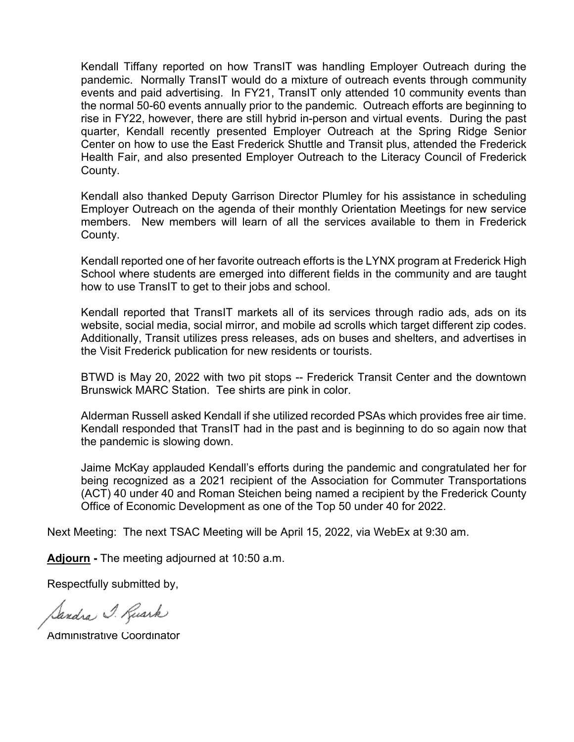Kendall Tiffany reported on how TransIT was handling Employer Outreach during the pandemic. Normally TransIT would do a mixture of outreach events through community events and paid advertising. In FY21, TransIT only attended 10 community events than the normal 50-60 events annually prior to the pandemic. Outreach efforts are beginning to rise in FY22, however, there are still hybrid in-person and virtual events. During the past quarter, Kendall recently presented Employer Outreach at the Spring Ridge Senior Center on how to use the East Frederick Shuttle and Transit plus, attended the Frederick Health Fair, and also presented Employer Outreach to the Literacy Council of Frederick County.

Kendall also thanked Deputy Garrison Director Plumley for his assistance in scheduling Employer Outreach on the agenda of their monthly Orientation Meetings for new service members. New members will learn of all the services available to them in Frederick County.

Kendall reported one of her favorite outreach efforts is the LYNX program at Frederick High School where students are emerged into different fields in the community and are taught how to use TransIT to get to their jobs and school.

Kendall reported that TransIT markets all of its services through radio ads, ads on its website, social media, social mirror, and mobile ad scrolls which target different zip codes. Additionally, Transit utilizes press releases, ads on buses and shelters, and advertises in the Visit Frederick publication for new residents or tourists.

BTWD is May 20, 2022 with two pit stops -- Frederick Transit Center and the downtown Brunswick MARC Station. Tee shirts are pink in color.

Alderman Russell asked Kendall if she utilized recorded PSAs which provides free air time. Kendall responded that TransIT had in the past and is beginning to do so again now that the pandemic is slowing down.

Jaime McKay applauded Kendall's efforts during the pandemic and congratulated her for being recognized as a 2021 recipient of the Association for Commuter Transportations (ACT) 40 under 40 and Roman Steichen being named a recipient by the Frederick County Office of Economic Development as one of the Top 50 under 40 for 2022.

Next Meeting: The next TSAC Meeting will be April 15, 2022, via WebEx at 9:30 am.

**Adjourn -** The meeting adjourned at 10:50 a.m.

Respectfully submitted by,

Sandra I. Ruark

Administrative Coordinator